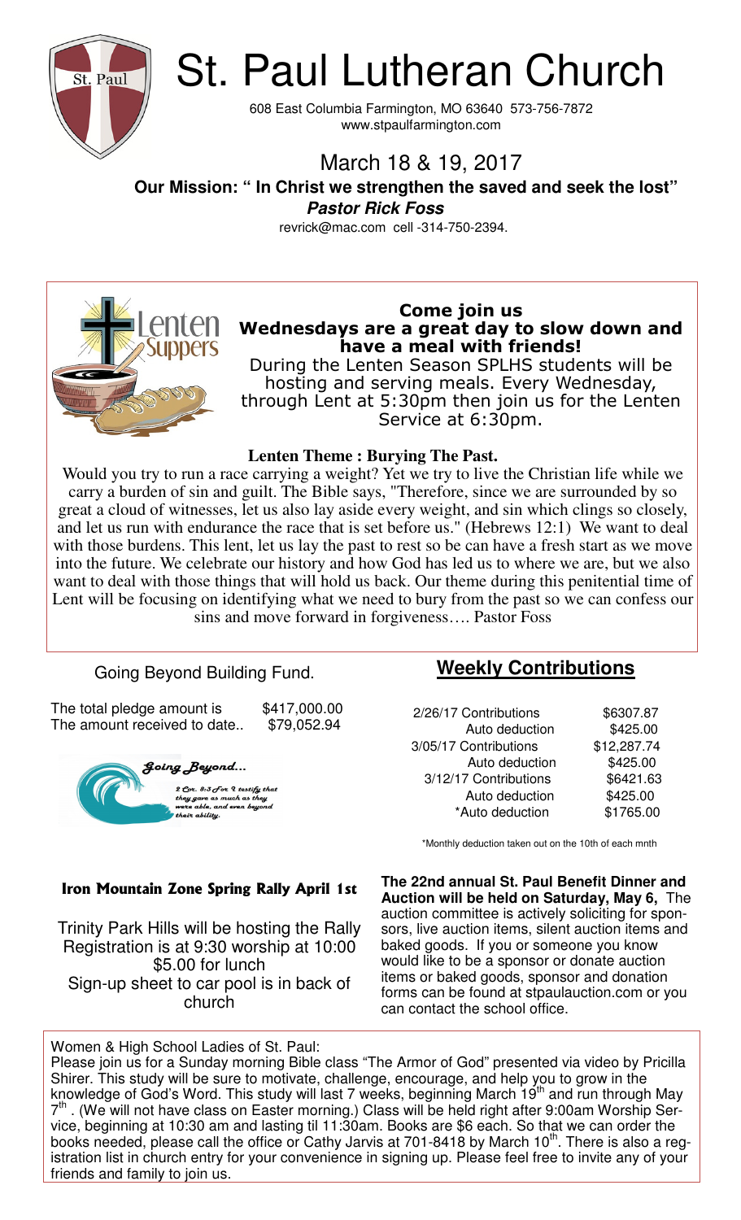# St. Paul Lutheran Church

608 East Columbia Farmington, MO 63640 573-756-7872
www.stpaulfarmington.com

## March 18 & 19, 2017

**Our Mission: " In Christ we strengthen the saved and seek the lost"**

***Pastor Rick Foss***

revrick@mac.com cell -314-750-2394.

### Come join us
### Wednesdays are a great day to slow down and have a meal with friends!

During the Lenten Season SPLHS students will be hosting and serving meals. Every Wednesday, through Lent at 5:30pm then join us for the Lenten Service at 6:30pm.

**Lenten Theme : Burying The Past.**

Would you try to run a race carrying a weight? Yet we try to live the Christian life while we carry a burden of sin and guilt. The Bible says, "Therefore, since we are surrounded by so great a cloud of witnesses, let us also lay aside every weight, and sin which clings so closely, and let us run with endurance the race that is set before us." (Hebrews 12:1) We want to deal with those burdens. This lent, let us lay the past to rest so be can have a fresh start as we move into the future. We celebrate our history and how God has led us to where we are, but we also want to deal with those things that will hold us back. Our theme during this penitential time of Lent will be focusing on identifying what we need to bury from the past so we can confess our sins and move forward in forgiveness…. Pastor Foss

## Going Beyond Building Fund.

| | |
|---|---|
| The total pledge amount is | $417,000.00 |
| The amount received to date.. | $79,052.94 |

*Going Beyond…*

*2 Cor. 8:3 For I testify that they gave as much as they were able, and even beyond their ability.*

## Weekly Contributions

| | |
|---|---|
| 2/26/17 Contributions | $6307.87 |
| Auto deduction | $425.00 |
| 3/05/17 Contributions | $12,287.74 |
| Auto deduction | $425.00 |
| 3/12/17 Contributions | $6421.63 |
| Auto deduction | $425.00 |
| *Auto deduction | $1765.00 |

*Monthly deduction taken out on the 10th of each mnth

### Iron Mountain Zone Spring Rally April 1st

Trinity Park Hills will be hosting the Rally
Registration is at 9:30 worship at 10:00
$5.00 for lunch
Sign-up sheet to car pool is in back of church

**The 22nd annual St. Paul Benefit Dinner and Auction will be held on Saturday, May 6,** The auction committee is actively soliciting for sponsors, live auction items, silent auction items and baked goods. If you or someone you know would like to be a sponsor or donate auction items or baked goods, sponsor and donation forms can be found at stpaulauction.com or you can contact the school office.

Women & High School Ladies of St. Paul:
Please join us for a Sunday morning Bible class "The Armor of God" presented via video by Pricilla Shirer. This study will be sure to motivate, challenge, encourage, and help you to grow in the knowledge of God's Word. This study will last 7 weeks, beginning March 19th and run through May 7th . (We will not have class on Easter morning.) Class will be held right after 9:00am Worship Service, beginning at 10:30 am and lasting til 11:30am. Books are $6 each. So that we can order the books needed, please call the office or Cathy Jarvis at 701-8418 by March 10th. There is also a registration list in church entry for your convenience in signing up. Please feel free to invite any of your friends and family to join us.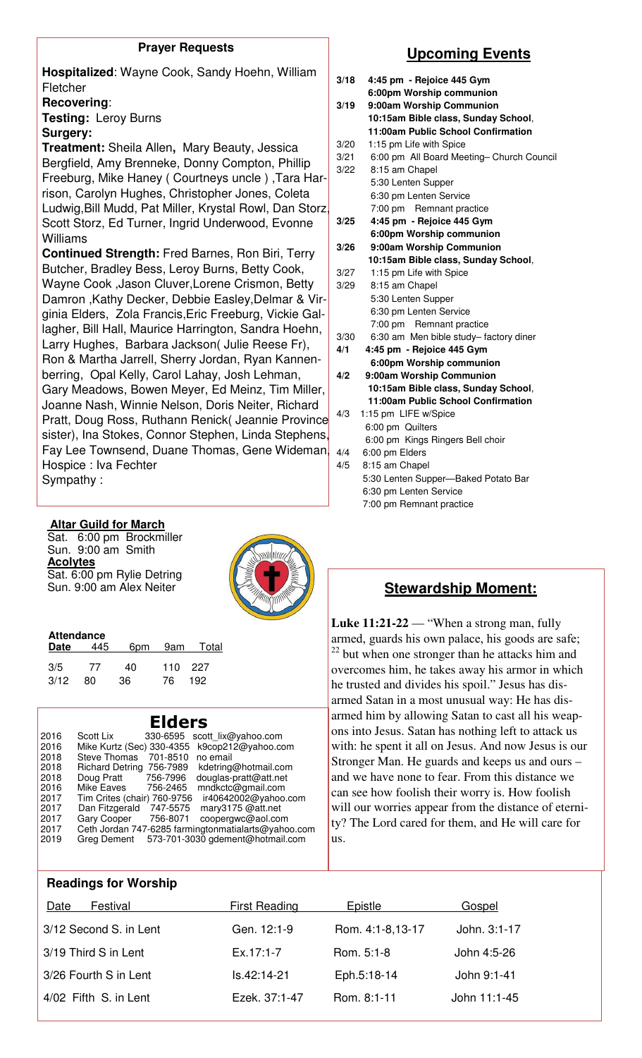## Prayer Requests

**Hospitalized**: Wayne Cook, Sandy Hoehn, William Fletcher

**Recovering**:

**Testing:** Leroy Burns

**Surgery:**

**Treatment:** Sheila Allen**,** Mary Beauty, Jessica Bergfield, Amy Brenneke, Donny Compton, Phillip Freeburg, Mike Haney ( Courtneys uncle ) ,Tara Harrison, Carolyn Hughes, Christopher Jones, Coleta Ludwig,Bill Mudd, Pat Miller, Krystal Rowl, Dan Storz, Scott Storz, Ed Turner, Ingrid Underwood, Evonne Williams

**Continued Strength:** Fred Barnes, Ron Biri, Terry Butcher, Bradley Bess, Leroy Burns, Betty Cook, Wayne Cook ,Jason Cluver,Lorene Crismon, Betty Damron ,Kathy Decker, Debbie Easley,Delmar & Virginia Elders, Zola Francis,Eric Freeburg, Vickie Gallagher, Bill Hall, Maurice Harrington, Sandra Hoehn, Larry Hughes, Barbara Jackson( Julie Reese Fr), Ron & Martha Jarrell, Sherry Jordan, Ryan Kannenberring, Opal Kelly, Carol Lahay, Josh Lehman, Gary Meadows, Bowen Meyer, Ed Meinz, Tim Miller, Joanne Nash, Winnie Nelson, Doris Neiter, Richard Pratt, Doug Ross, Ruthann Renick( Jeannie Province sister), Ina Stokes, Connor Stephen, Linda Stephens, Fay Lee Townsend, Duane Thomas, Gene Wideman.

Hospice : Iva Fechter

Sympathy :

## Upcoming Events

**3/18** **4:45 pm - Rejoice 445 Gym**
**6:00pm Worship communion**

**3/19** **9:00am Worship Communion**
**10:15am Bible class, Sunday School**,
**11:00am Public School Confirmation**

3/20 1:15 pm Life with Spice

3/21 6:00 pm All Board Meeting– Church Council

3/22 8:15 am Chapel
5:30 Lenten Supper
6:30 pm Lenten Service
7:00 pm Remnant practice

**3/25** **4:45 pm - Rejoice 445 Gym**
**6:00pm Worship communion**

**3/26** **9:00am Worship Communion**
**10:15am Bible class, Sunday School**,

3/27 1:15 pm Life with Spice

3/29 8:15 am Chapel
5:30 Lenten Supper
6:30 pm Lenten Service
7:00 pm Remnant practice

3/30 6:30 am Men bible study– factory diner

**4/1** **4:45 pm - Rejoice 445 Gym**
**6:00pm Worship communion**

**4/2** **9:00am Worship Communion**
**10:15am Bible class, Sunday School**,
**11:00am Public School Confirmation**

4/3 1:15 pm LIFE w/Spice
6:00 pm Quilters
6:00 pm Kings Ringers Bell choir

4/4 6:00 pm Elders

4/5 8:15 am Chapel
5:30 Lenten Supper—Baked Potato Bar
6:30 pm Lenten Service
7:00 pm Remnant practice

**Altar Guild for March**

Sat. 6:00 pm Brockmiller
Sun. 9:00 am Smith

**Acolytes**

Sat. 6:00 pm Rylie Detring
Sun. 9:00 am Alex Neiter

**Attendance**

| Date | 445 | 6pm | 9am | Total |
|---|---|---|---|---|
| 3/5 | 77 | 40 | 110 | 227 |
| 3/12 | 80 | 36 | 76 | 192 |

## Elders

| | | | |
|---|---|---|---|
| 2016 | Scott Lix | 330-6595 | scott_lix@yahoo.com |
| 2016 | Mike Kurtz (Sec) | 330-4355 | k9cop212@yahoo.com |
| 2018 | Steve Thomas | 701-8510 | no email |
| 2018 | Richard Detring | 756-7989 | kdetring@hotmail.com |
| 2018 | Doug Pratt | 756-7996 | douglas-pratt@att.net |
| 2016 | Mike Eaves | 756-2465 | mndkctc@gmail.com |
| 2017 | Tim Crites (chair) | 760-9756 | ir40642002@yahoo.com |
| 2017 | Dan Fitzgerald | 747-5575 | mary3175 @att.net |
| 2017 | Gary Cooper | 756-8071 | coopergwc@aol.com |
| 2017 | Ceth Jordan | 747-6285 | farmingtonmatialarts@yahoo.com |
| 2019 | Greg Dement | 573-701-3030 | gdement@hotmail.com |

## Stewardship Moment:

**Luke 11:21-22** — "When a strong man, fully armed, guards his own palace, his goods are safe; [22] but when one stronger than he attacks him and overcomes him, he takes away his armor in which he trusted and divides his spoil." Jesus has disarmed Satan in a most unusual way: He has disarmed him by allowing Satan to cast all his weapons into Jesus. Satan has nothing left to attack us with: he spent it all on Jesus. And now Jesus is our Stronger Man. He guards and keeps us and ours – and we have none to fear. From this distance we can see how foolish their worry is. How foolish will our worries appear from the distance of eternity? The Lord cared for them, and He will care for us.

## Readings for Worship

| Date Festival | First Reading | Epistle | Gospel |
|---|---|---|---|
| 3/12 Second S. in Lent | Gen. 12:1-9 | Rom. 4:1-8,13-17 | John. 3:1-17 |
| 3/19 Third S in Lent | Ex.17:1-7 | Rom. 5:1-8 | John 4:5-26 |
| 3/26 Fourth S in Lent | Is.42:14-21 | Eph.5:18-14 | John 9:1-41 |
| 4/02 Fifth S. in Lent | Ezek. 37:1-47 | Rom. 8:1-11 | John 11:1-45 |